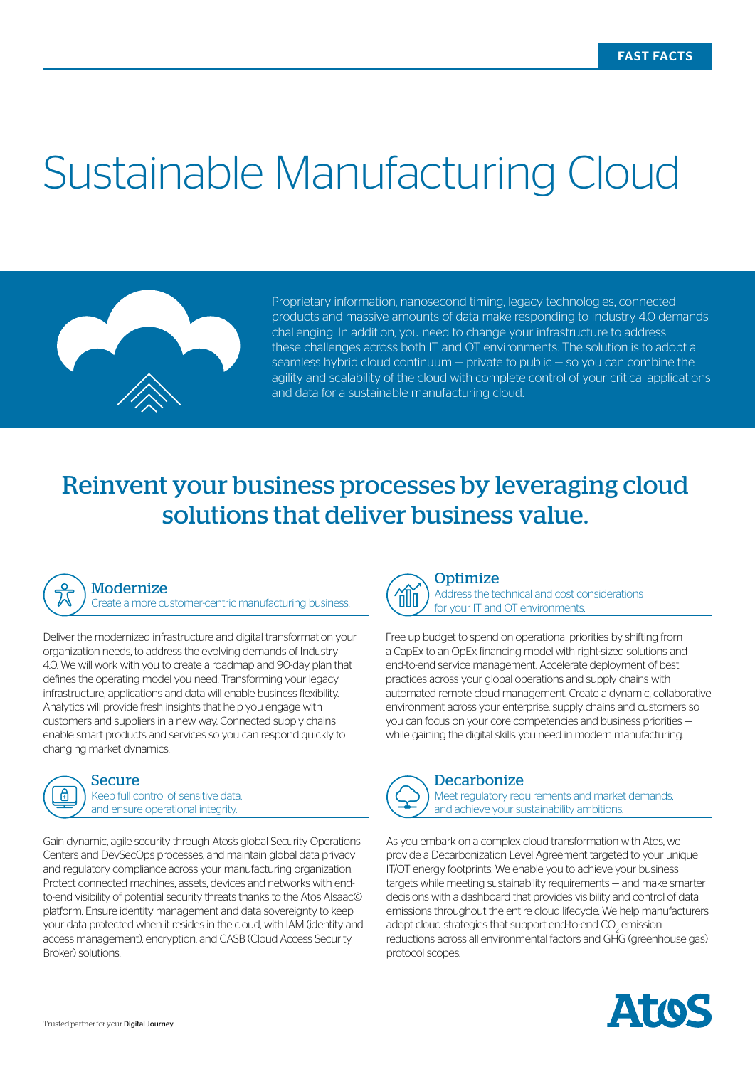FAST FACTS

# Sustainable Manufacturing Cloud

Proprietary information, nanosecond timing, legacy technologies, connected products and massive amounts of data make responding to Industry 4.0 demands challenging. In addition, you need to change your infrastructure to address these challenges across both IT and OT environments. The solution is to adopt a seamless hybrid cloud continuum — private to public — so you can combine the agility and scalability of the cloud with complete control of your critical applications and data for a sustainable manufacturing cloud.

## Reinvent your business processes by leveraging cloud solutions that deliver business value.

### Modernize

Create a more customer-centric manufacturing business.

Deliver the modernized infrastructure and digital transformation your organization needs, to address the evolving demands of Industry 4.0. We will work with you to create a roadmap and 90-day plan that defines the operating model you need. Transforming your legacy infrastructure, applications and data will enable business flexibility. Analytics will provide fresh insights that help you engage with customers and suppliers in a new way. Connected supply chains enable smart products and services so you can respond quickly to changing market dynamics.

### Secure

Keep full control of sensitive data, and ensure operational integrity.

Gain dynamic, agile security through Atos's global Security Operations Centers and DevSecOps processes, and maintain global data privacy and regulatory compliance across your manufacturing organization. Protect connected machines, assets, devices and networks with end-to-end visibility of potential security threats thanks to the Atos AIsaac© platform. Ensure identity management and data sovereignty to keep your data protected when it resides in the cloud, with IAM (identity and access management), encryption, and CASB (Cloud Access Security Broker) solutions.

### Optimize

Address the technical and cost considerations for your IT and OT environments.

Free up budget to spend on operational priorities by shifting from a CapEx to an OpEx financing model with right-sized solutions and end-to-end service management. Accelerate deployment of best practices across your global operations and supply chains with automated remote cloud management. Create a dynamic, collaborative environment across your enterprise, supply chains and customers so you can focus on your core competencies and business priorities — while gaining the digital skills you need in modern manufacturing.

### Decarbonize

Meet regulatory requirements and market demands, and achieve your sustainability ambitions.

As you embark on a complex cloud transformation with Atos, we provide a Decarbonization Level Agreement targeted to your unique IT/OT energy footprints. We enable you to achieve your business targets while meeting sustainability requirements — and make smarter decisions with a dashboard that provides visibility and control of data emissions throughout the entire cloud lifecycle. We help manufacturers adopt cloud strategies that support end-to-end $CO_2$ emission reductions across all environmental factors and GHG (greenhouse gas) protocol scopes.

Trusted partner for your **Digital Journey**

Atos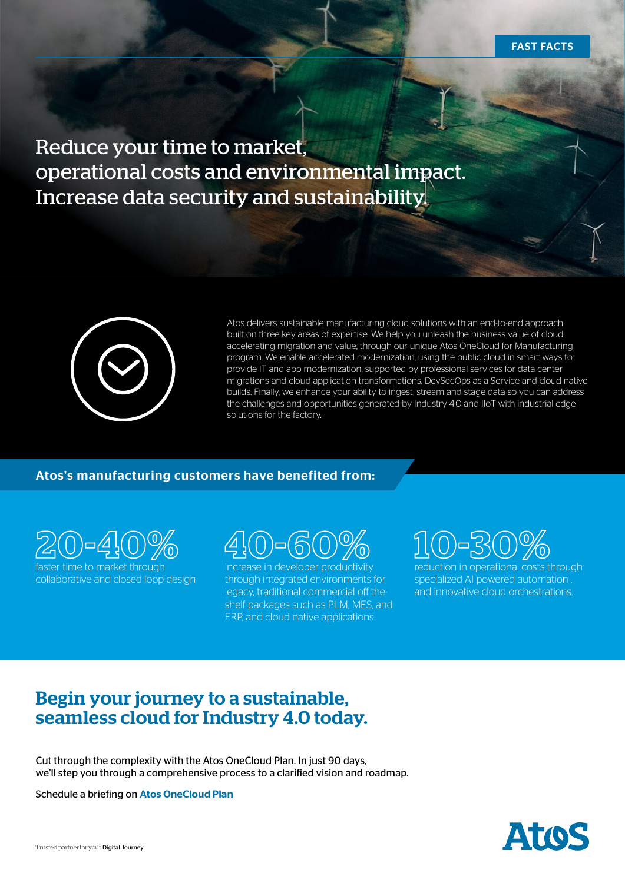FAST FACTS

# Reduce your time to market, operational costs and environmental impact. Increase data security and sustainability.

Atos delivers sustainable manufacturing cloud solutions with an end-to-end approach built on three key areas of expertise. We help you unleash the business value of cloud, accelerating migration and value, through our unique Atos OneCloud for Manufacturing program. We enable accelerated modernization, using the public cloud in smart ways to provide IT and app modernization, supported by professional services for data center migrations and cloud application transformations, DevSecOps as a Service and cloud native builds. Finally, we enhance your ability to ingest, stream and stage data so you can address the challenges and opportunities generated by Industry 4.0 and IIoT with industrial edge solutions for the factory.

**Atos's manufacturing customers have benefited from:**

**20-40%**
faster time to market through collaborative and closed loop design

**40-60%**
increase in developer productivity through integrated environments for legacy, traditional commercial off-the-shelf packages such as PLM, MES, and ERP, and cloud native applications

**10-30%**
reduction in operational costs through specialized AI powered automation , and innovative cloud orchestrations.

## Begin your journey to a sustainable, seamless cloud for Industry 4.0 today.

Cut through the complexity with the Atos OneCloud Plan. In just 90 days, we'll step you through a comprehensive process to a clarified vision and roadmap.

Schedule a briefing on **Atos OneCloud Plan**

Trusted partner for your Digital Journey

Atos